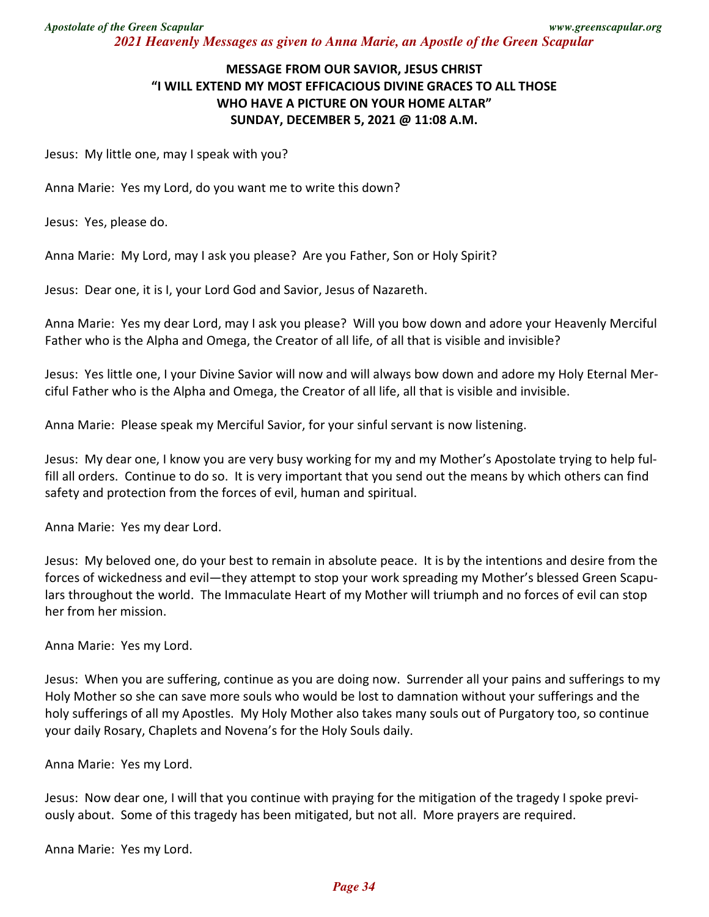## MESSAGE FROM OUR SAVIOR, JESUS CHRIST
## "I WILL EXTEND MY MOST EFFICACIOUS DIVINE GRACES TO ALL THOSE WHO HAVE A PICTURE ON YOUR HOME ALTAR"
## SUNDAY, DECEMBER 5, 2021 @ 11:08 A.M.

Jesus: My little one, may I speak with you?

Anna Marie: Yes my Lord, do you want me to write this down?

Jesus: Yes, please do.

Anna Marie: My Lord, may I ask you please? Are you Father, Son or Holy Spirit?

Jesus: Dear one, it is I, your Lord God and Savior, Jesus of Nazareth.

Anna Marie: Yes my dear Lord, may I ask you please? Will you bow down and adore your Heavenly Merciful Father who is the Alpha and Omega, the Creator of all life, of all that is visible and invisible?

Jesus: Yes little one, I your Divine Savior will now and will always bow down and adore my Holy Eternal Merciful Father who is the Alpha and Omega, the Creator of all life, all that is visible and invisible.

Anna Marie: Please speak my Merciful Savior, for your sinful servant is now listening.

Jesus: My dear one, I know you are very busy working for my and my Mother's Apostolate trying to help fulfill all orders. Continue to do so. It is very important that you send out the means by which others can find safety and protection from the forces of evil, human and spiritual.

Anna Marie: Yes my dear Lord.

Jesus: My beloved one, do your best to remain in absolute peace. It is by the intentions and desire from the forces of wickedness and evil—they attempt to stop your work spreading my Mother's blessed Green Scapulars throughout the world. The Immaculate Heart of my Mother will triumph and no forces of evil can stop her from her mission.

Anna Marie: Yes my Lord.

Jesus: When you are suffering, continue as you are doing now. Surrender all your pains and sufferings to my Holy Mother so she can save more souls who would be lost to damnation without your sufferings and the holy sufferings of all my Apostles. My Holy Mother also takes many souls out of Purgatory too, so continue your daily Rosary, Chaplets and Novena's for the Holy Souls daily.

Anna Marie: Yes my Lord.

Jesus: Now dear one, I will that you continue with praying for the mitigation of the tragedy I spoke previously about. Some of this tragedy has been mitigated, but not all. More prayers are required.

Anna Marie: Yes my Lord.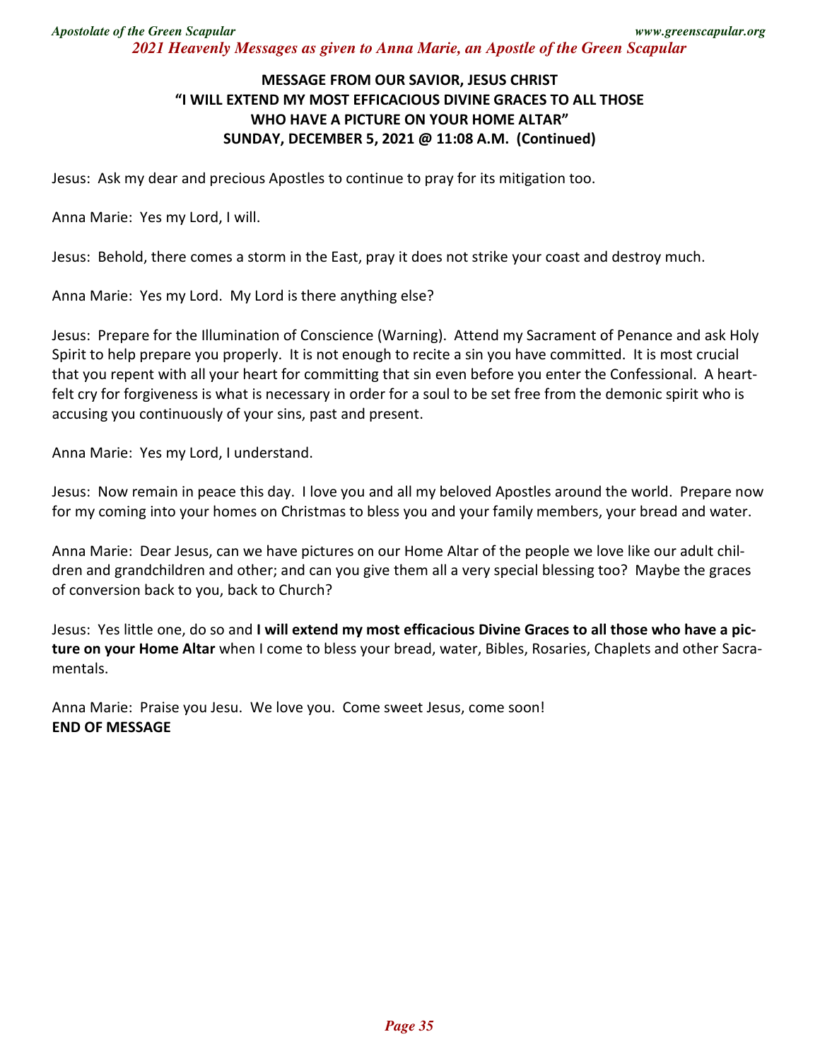**MESSAGE FROM OUR SAVIOR, JESUS CHRIST**
**"I WILL EXTEND MY MOST EFFICACIOUS DIVINE GRACES TO ALL THOSE WHO HAVE A PICTURE ON YOUR HOME ALTAR"**
**SUNDAY, DECEMBER 5, 2021 @ 11:08 A.M. (Continued)**

Jesus: Ask my dear and precious Apostles to continue to pray for its mitigation too.

Anna Marie: Yes my Lord, I will.

Jesus: Behold, there comes a storm in the East, pray it does not strike your coast and destroy much.

Anna Marie: Yes my Lord. My Lord is there anything else?

Jesus: Prepare for the Illumination of Conscience (Warning). Attend my Sacrament of Penance and ask Holy Spirit to help prepare you properly. It is not enough to recite a sin you have committed. It is most crucial that you repent with all your heart for committing that sin even before you enter the Confessional. A heart-felt cry for forgiveness is what is necessary in order for a soul to be set free from the demonic spirit who is accusing you continuously of your sins, past and present.

Anna Marie: Yes my Lord, I understand.

Jesus: Now remain in peace this day. I love you and all my beloved Apostles around the world. Prepare now for my coming into your homes on Christmas to bless you and your family members, your bread and water.

Anna Marie: Dear Jesus, can we have pictures on our Home Altar of the people we love like our adult children and grandchildren and other; and can you give them all a very special blessing too? Maybe the graces of conversion back to you, back to Church?

Jesus: Yes little one, do so and **I will extend my most efficacious Divine Graces to all those who have a picture on your Home Altar** when I come to bless your bread, water, Bibles, Rosaries, Chaplets and other Sacramentals.

Anna Marie: Praise you Jesu. We love you. Come sweet Jesus, come soon!
**END OF MESSAGE**